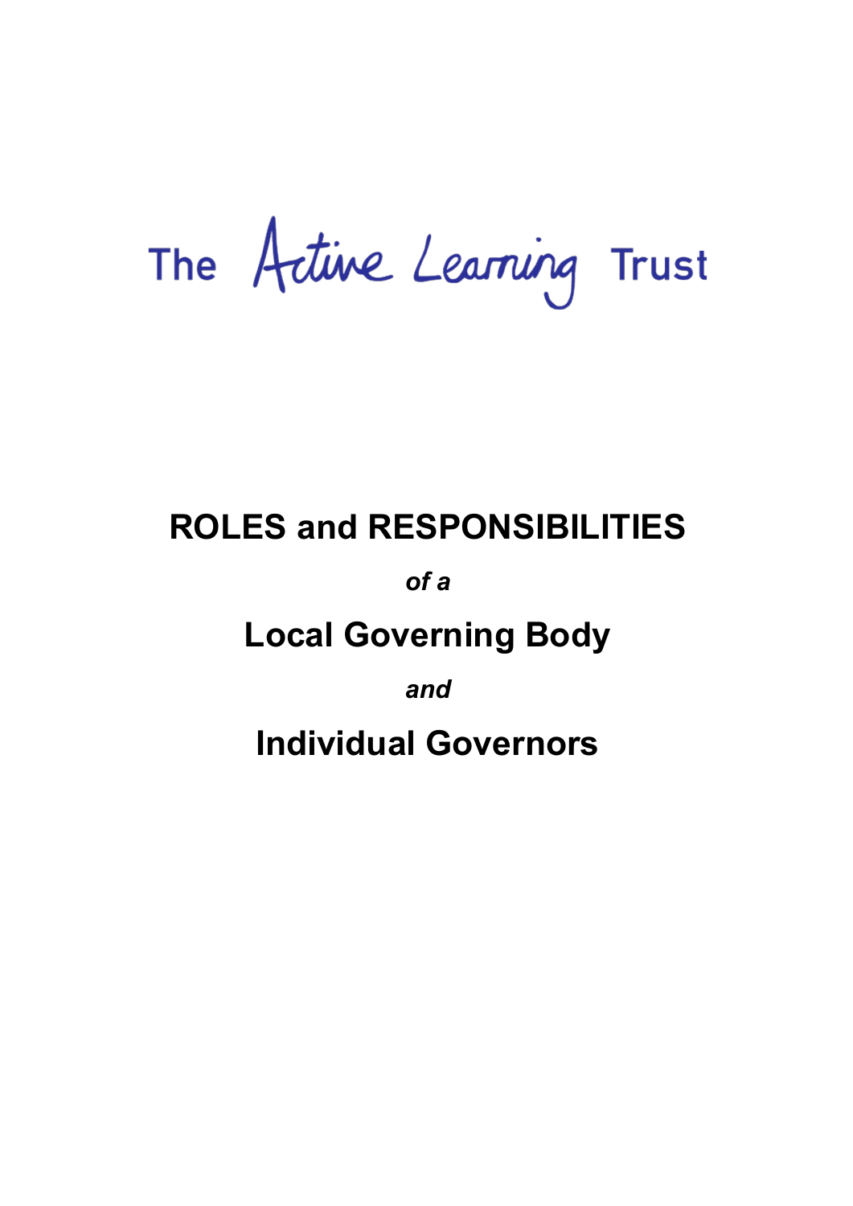The Active Learning Trust

# ROLES and RESPONSIBILITIES

***of a***

# Local Governing Body

***and***

# Individual Governors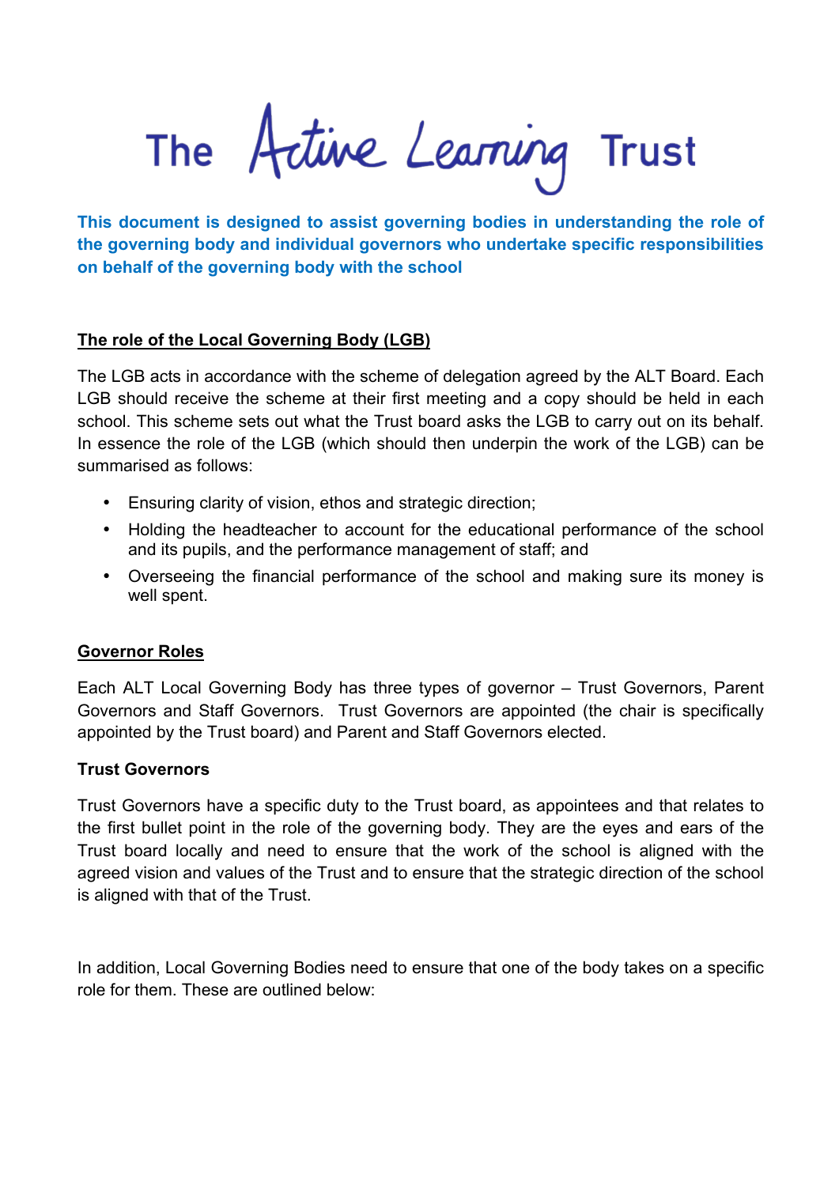# The Active Learning Trust

**This document is designed to assist governing bodies in understanding the role of the governing body and individual governors who undertake specific responsibilities on behalf of the governing body with the school**

## The role of the Local Governing Body (LGB)

The LGB acts in accordance with the scheme of delegation agreed by the ALT Board. Each LGB should receive the scheme at their first meeting and a copy should be held in each school. This scheme sets out what the Trust board asks the LGB to carry out on its behalf. In essence the role of the LGB (which should then underpin the work of the LGB) can be summarised as follows:

- Ensuring clarity of vision, ethos and strategic direction;
- Holding the headteacher to account for the educational performance of the school and its pupils, and the performance management of staff; and
- Overseeing the financial performance of the school and making sure its money is well spent.

## Governor Roles

Each ALT Local Governing Body has three types of governor – Trust Governors, Parent Governors and Staff Governors. Trust Governors are appointed (the chair is specifically appointed by the Trust board) and Parent and Staff Governors elected.

### Trust Governors

Trust Governors have a specific duty to the Trust board, as appointees and that relates to the first bullet point in the role of the governing body. They are the eyes and ears of the Trust board locally and need to ensure that the work of the school is aligned with the agreed vision and values of the Trust and to ensure that the strategic direction of the school is aligned with that of the Trust.

In addition, Local Governing Bodies need to ensure that one of the body takes on a specific role for them. These are outlined below: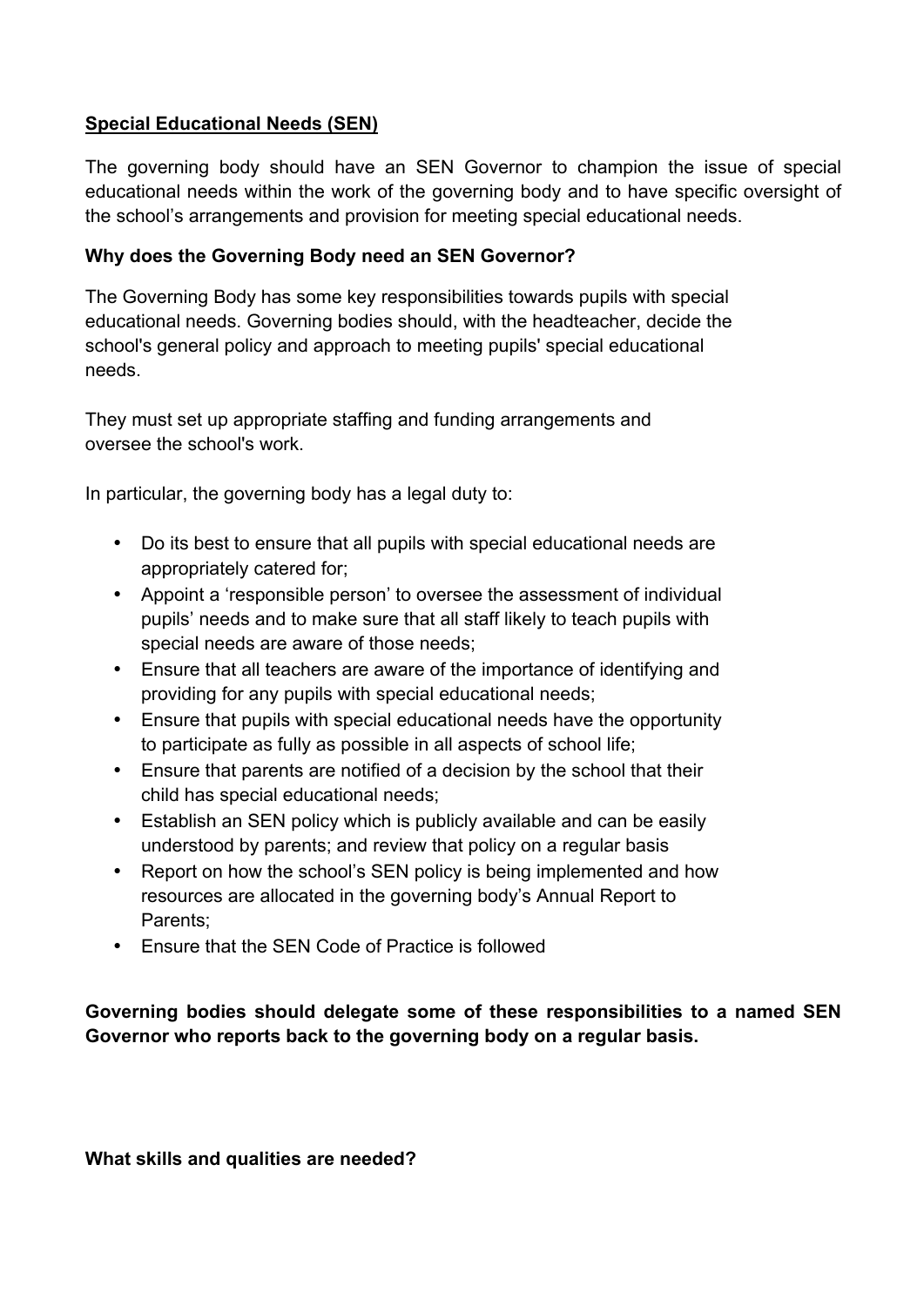## Special Educational Needs (SEN)

The governing body should have an SEN Governor to champion the issue of special educational needs within the work of the governing body and to have specific oversight of the school's arrangements and provision for meeting special educational needs.

### Why does the Governing Body need an SEN Governor?

The Governing Body has some key responsibilities towards pupils with special educational needs. Governing bodies should, with the headteacher, decide the school's general policy and approach to meeting pupils' special educational needs.

They must set up appropriate staffing and funding arrangements and oversee the school's work.

In particular, the governing body has a legal duty to:

- Do its best to ensure that all pupils with special educational needs are appropriately catered for;
- Appoint a 'responsible person' to oversee the assessment of individual pupils' needs and to make sure that all staff likely to teach pupils with special needs are aware of those needs;
- Ensure that all teachers are aware of the importance of identifying and providing for any pupils with special educational needs;
- Ensure that pupils with special educational needs have the opportunity to participate as fully as possible in all aspects of school life;
- Ensure that parents are notified of a decision by the school that their child has special educational needs;
- Establish an SEN policy which is publicly available and can be easily understood by parents; and review that policy on a regular basis
- Report on how the school's SEN policy is being implemented and how resources are allocated in the governing body's Annual Report to Parents;
- Ensure that the SEN Code of Practice is followed

**Governing bodies should delegate some of these responsibilities to a named SEN Governor who reports back to the governing body on a regular basis.**

### What skills and qualities are needed?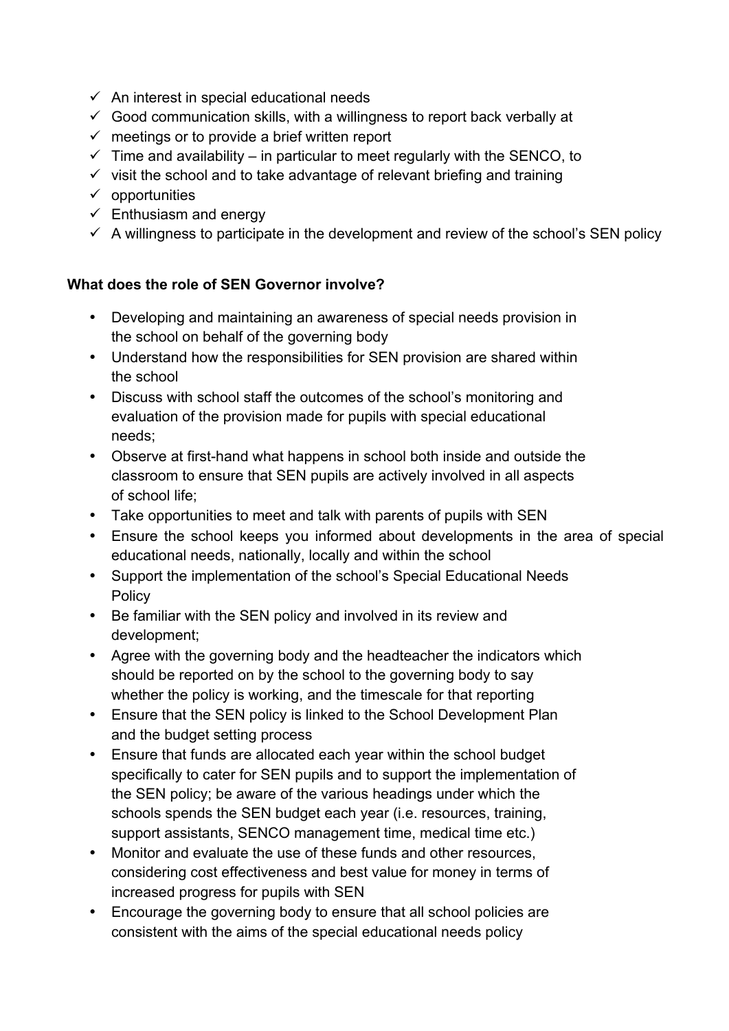- ✓ An interest in special educational needs
- ✓ Good communication skills, with a willingness to report back verbally at
- ✓ meetings or to provide a brief written report
- ✓ Time and availability – in particular to meet regularly with the SENCO, to
- ✓ visit the school and to take advantage of relevant briefing and training
- ✓ opportunities
- ✓ Enthusiasm and energy
- ✓ A willingness to participate in the development and review of the school's SEN policy

**What does the role of SEN Governor involve?**

- Developing and maintaining an awareness of special needs provision in the school on behalf of the governing body
- Understand how the responsibilities for SEN provision are shared within the school
- Discuss with school staff the outcomes of the school's monitoring and evaluation of the provision made for pupils with special educational needs;
- Observe at first-hand what happens in school both inside and outside the classroom to ensure that SEN pupils are actively involved in all aspects of school life;
- Take opportunities to meet and talk with parents of pupils with SEN
- Ensure the school keeps you informed about developments in the area of special educational needs, nationally, locally and within the school
- Support the implementation of the school's Special Educational Needs Policy
- Be familiar with the SEN policy and involved in its review and development;
- Agree with the governing body and the headteacher the indicators which should be reported on by the school to the governing body to say whether the policy is working, and the timescale for that reporting
- Ensure that the SEN policy is linked to the School Development Plan and the budget setting process
- Ensure that funds are allocated each year within the school budget specifically to cater for SEN pupils and to support the implementation of the SEN policy; be aware of the various headings under which the schools spends the SEN budget each year (i.e. resources, training, support assistants, SENCO management time, medical time etc.)
- Monitor and evaluate the use of these funds and other resources, considering cost effectiveness and best value for money in terms of increased progress for pupils with SEN
- Encourage the governing body to ensure that all school policies are consistent with the aims of the special educational needs policy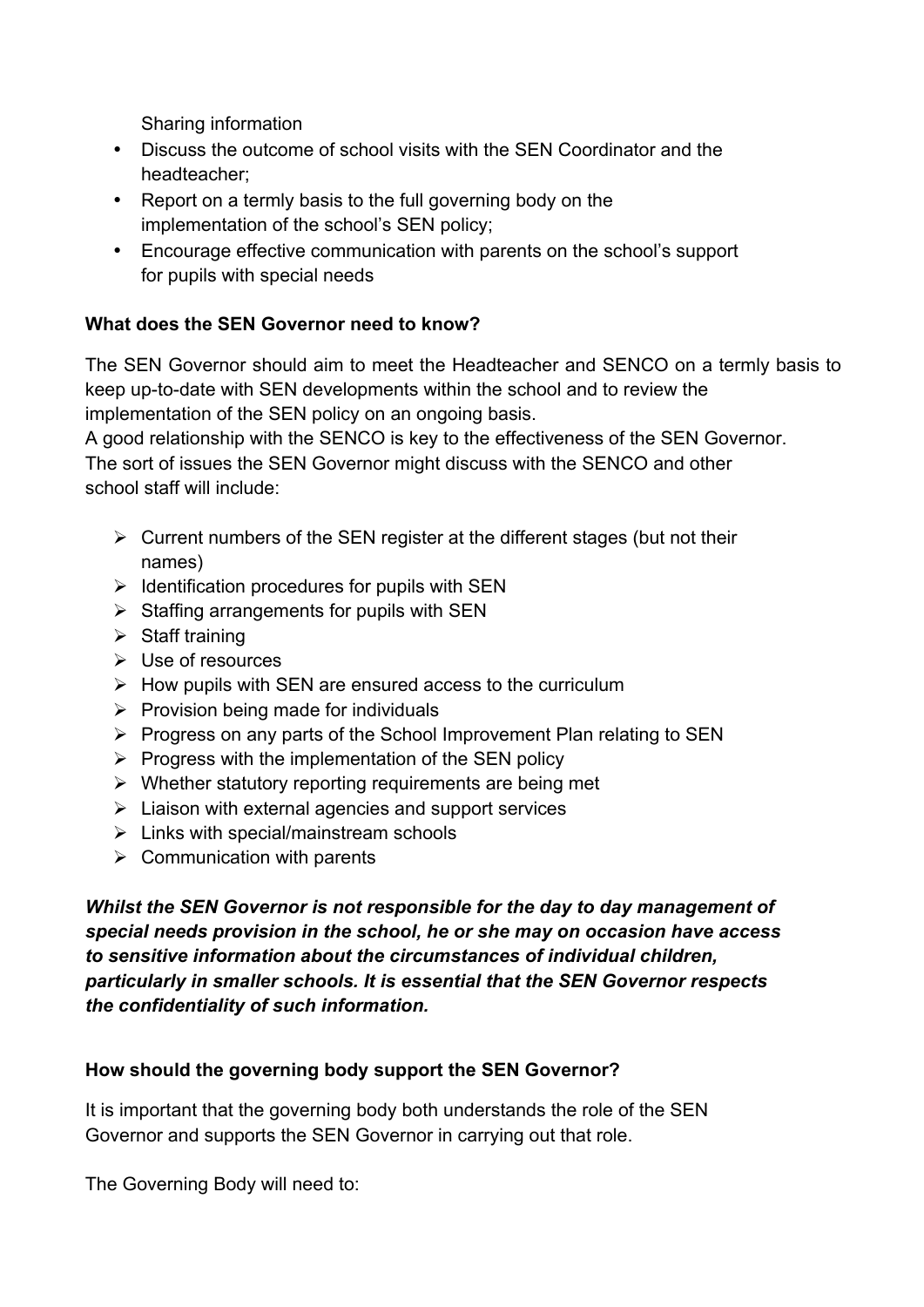Sharing information

- Discuss the outcome of school visits with the SEN Coordinator and the headteacher;
- Report on a termly basis to the full governing body on the implementation of the school's SEN policy;
- Encourage effective communication with parents on the school's support for pupils with special needs

**What does the SEN Governor need to know?**

The SEN Governor should aim to meet the Headteacher and SENCO on a termly basis to keep up-to-date with SEN developments within the school and to review the implementation of the SEN policy on an ongoing basis.

A good relationship with the SENCO is key to the effectiveness of the SEN Governor. The sort of issues the SEN Governor might discuss with the SENCO and other school staff will include:

- Current numbers of the SEN register at the different stages (but not their names)
- Identification procedures for pupils with SEN
- Staffing arrangements for pupils with SEN
- Staff training
- Use of resources
- How pupils with SEN are ensured access to the curriculum
- Provision being made for individuals
- Progress on any parts of the School Improvement Plan relating to SEN
- Progress with the implementation of the SEN policy
- Whether statutory reporting requirements are being met
- Liaison with external agencies and support services
- Links with special/mainstream schools
- Communication with parents

***Whilst the SEN Governor is not responsible for the day to day management of special needs provision in the school, he or she may on occasion have access to sensitive information about the circumstances of individual children, particularly in smaller schools. It is essential that the SEN Governor respects the confidentiality of such information.***

**How should the governing body support the SEN Governor?**

It is important that the governing body both understands the role of the SEN Governor and supports the SEN Governor in carrying out that role.

The Governing Body will need to: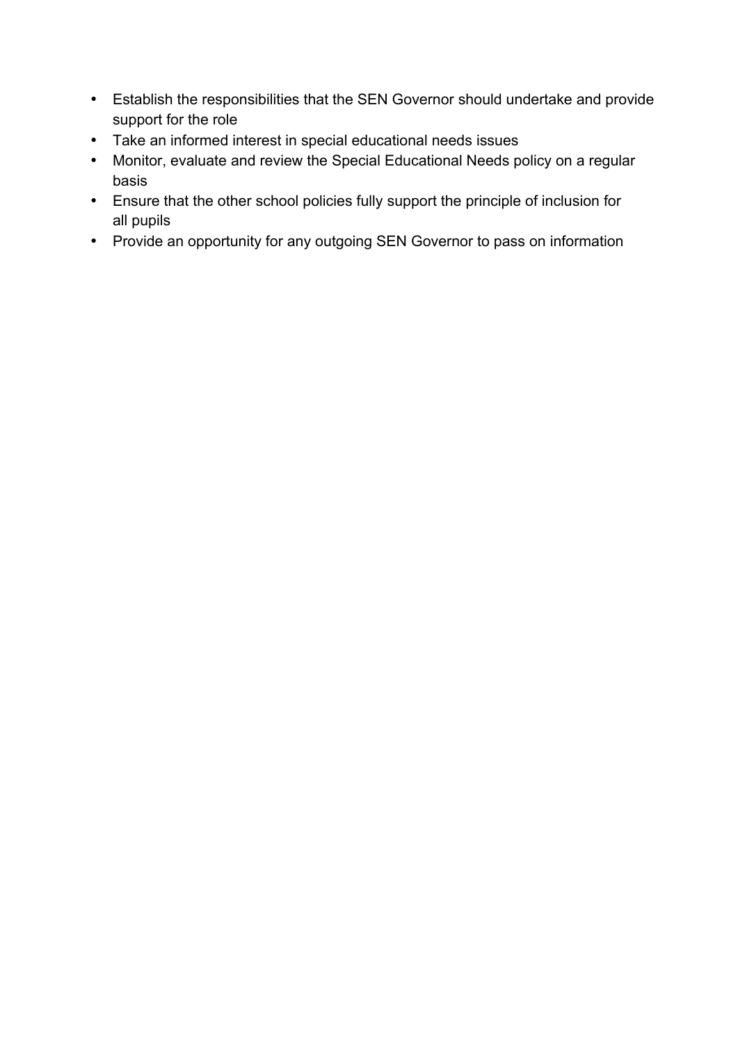- Establish the responsibilities that the SEN Governor should undertake and provide support for the role
- Take an informed interest in special educational needs issues
- Monitor, evaluate and review the Special Educational Needs policy on a regular basis
- Ensure that the other school policies fully support the principle of inclusion for all pupils
- Provide an opportunity for any outgoing SEN Governor to pass on information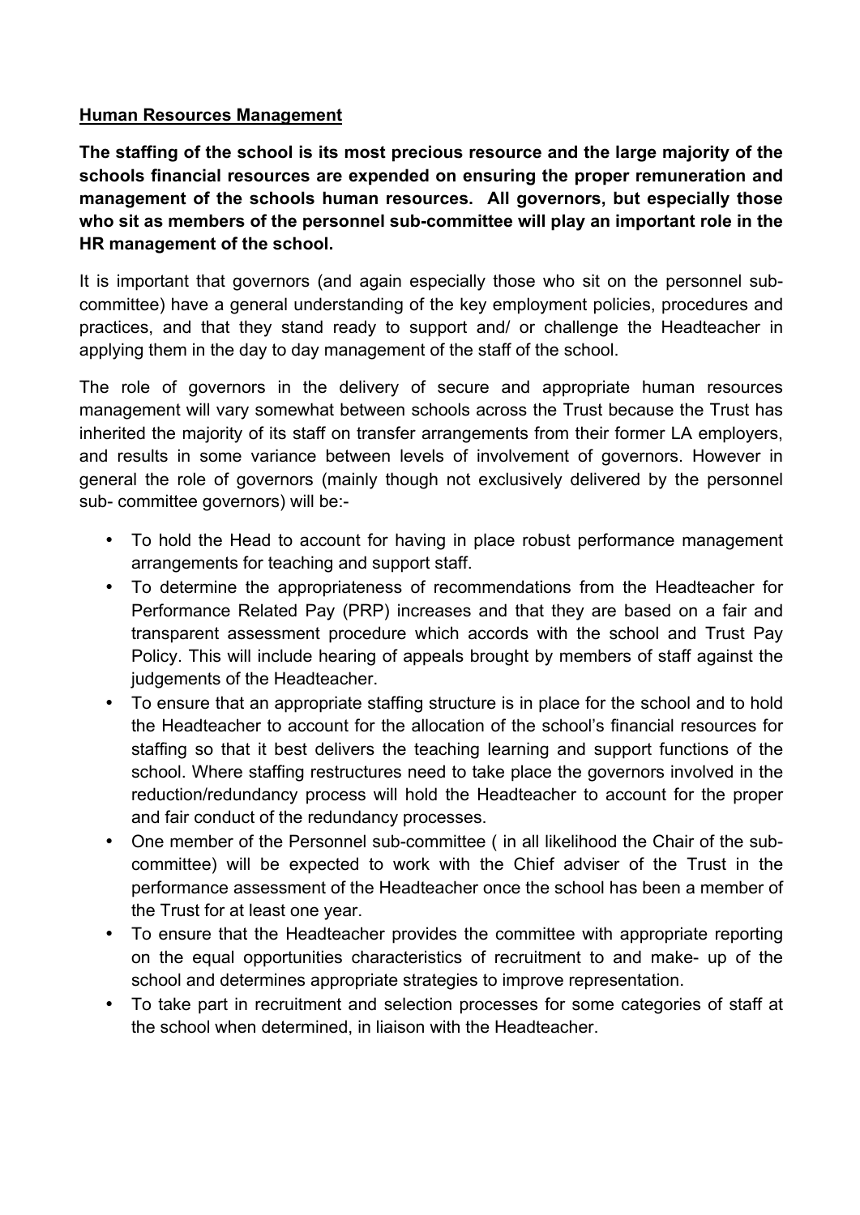## Human Resources Management

**The staffing of the school is its most precious resource and the large majority of the schools financial resources are expended on ensuring the proper remuneration and management of the schools human resources. All governors, but especially those who sit as members of the personnel sub-committee will play an important role in the HR management of the school.**

It is important that governors (and again especially those who sit on the personnel sub-committee) have a general understanding of the key employment policies, procedures and practices, and that they stand ready to support and/ or challenge the Headteacher in applying them in the day to day management of the staff of the school.

The role of governors in the delivery of secure and appropriate human resources management will vary somewhat between schools across the Trust because the Trust has inherited the majority of its staff on transfer arrangements from their former LA employers, and results in some variance between levels of involvement of governors. However in general the role of governors (mainly though not exclusively delivered by the personnel sub- committee governors) will be:-

- To hold the Head to account for having in place robust performance management arrangements for teaching and support staff.
- To determine the appropriateness of recommendations from the Headteacher for Performance Related Pay (PRP) increases and that they are based on a fair and transparent assessment procedure which accords with the school and Trust Pay Policy. This will include hearing of appeals brought by members of staff against the judgements of the Headteacher.
- To ensure that an appropriate staffing structure is in place for the school and to hold the Headteacher to account for the allocation of the school's financial resources for staffing so that it best delivers the teaching learning and support functions of the school. Where staffing restructures need to take place the governors involved in the reduction/redundancy process will hold the Headteacher to account for the proper and fair conduct of the redundancy processes.
- One member of the Personnel sub-committee ( in all likelihood the Chair of the sub-committee) will be expected to work with the Chief adviser of the Trust in the performance assessment of the Headteacher once the school has been a member of the Trust for at least one year.
- To ensure that the Headteacher provides the committee with appropriate reporting on the equal opportunities characteristics of recruitment to and make- up of the school and determines appropriate strategies to improve representation.
- To take part in recruitment and selection processes for some categories of staff at the school when determined, in liaison with the Headteacher.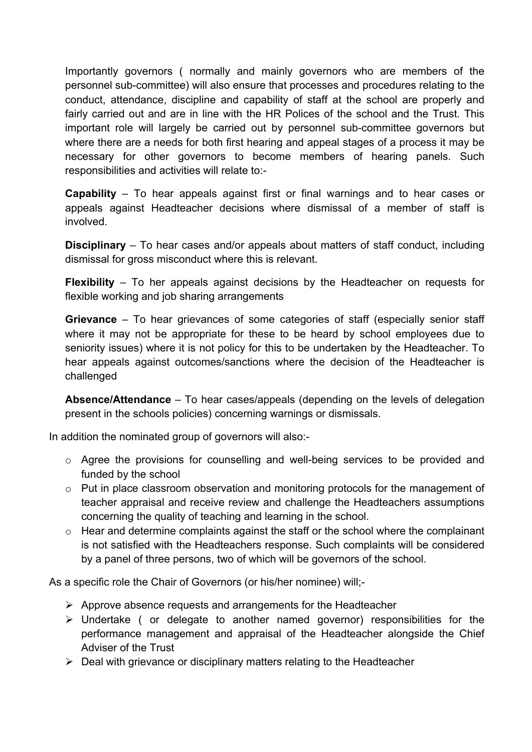Importantly governors ( normally and mainly governors who are members of the personnel sub-committee) will also ensure that processes and procedures relating to the conduct, attendance, discipline and capability of staff at the school are properly and fairly carried out and are in line with the HR Polices of the school and the Trust. This important role will largely be carried out by personnel sub-committee governors but where there are a needs for both first hearing and appeal stages of a process it may be necessary for other governors to become members of hearing panels. Such responsibilities and activities will relate to:-

**Capability** – To hear appeals against first or final warnings and to hear cases or appeals against Headteacher decisions where dismissal of a member of staff is involved.

**Disciplinary** – To hear cases and/or appeals about matters of staff conduct, including dismissal for gross misconduct where this is relevant.

**Flexibility** – To her appeals against decisions by the Headteacher on requests for flexible working and job sharing arrangements

**Grievance** – To hear grievances of some categories of staff (especially senior staff where it may not be appropriate for these to be heard by school employees due to seniority issues) where it is not policy for this to be undertaken by the Headteacher. To hear appeals against outcomes/sanctions where the decision of the Headteacher is challenged

**Absence/Attendance** – To hear cases/appeals (depending on the levels of delegation present in the schools policies) concerning warnings or dismissals.

In addition the nominated group of governors will also:-

- Agree the provisions for counselling and well-being services to be provided and funded by the school
- Put in place classroom observation and monitoring protocols for the management of teacher appraisal and receive review and challenge the Headteachers assumptions concerning the quality of teaching and learning in the school.
- Hear and determine complaints against the staff or the school where the complainant is not satisfied with the Headteachers response. Such complaints will be considered by a panel of three persons, two of which will be governors of the school.

As a specific role the Chair of Governors (or his/her nominee) will;-

- Approve absence requests and arrangements for the Headteacher
- Undertake ( or delegate to another named governor) responsibilities for the performance management and appraisal of the Headteacher alongside the Chief Adviser of the Trust
- Deal with grievance or disciplinary matters relating to the Headteacher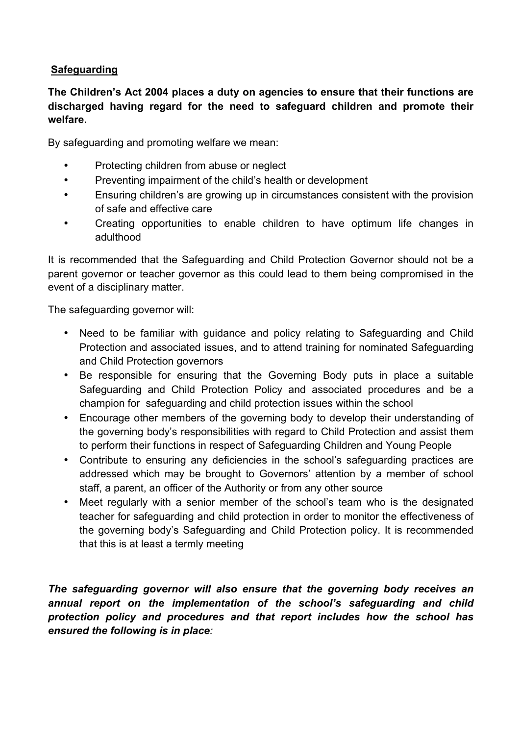## **Safeguarding**

**The Children's Act 2004 places a duty on agencies to ensure that their functions are discharged having regard for the need to safeguard children and promote their welfare.**

By safeguarding and promoting welfare we mean:

- Protecting children from abuse or neglect
- Preventing impairment of the child's health or development
- Ensuring children's are growing up in circumstances consistent with the provision of safe and effective care
- Creating opportunities to enable children to have optimum life changes in adulthood

It is recommended that the Safeguarding and Child Protection Governor should not be a parent governor or teacher governor as this could lead to them being compromised in the event of a disciplinary matter.

The safeguarding governor will:

- Need to be familiar with guidance and policy relating to Safeguarding and Child Protection and associated issues, and to attend training for nominated Safeguarding and Child Protection governors
- Be responsible for ensuring that the Governing Body puts in place a suitable Safeguarding and Child Protection Policy and associated procedures and be a champion for safeguarding and child protection issues within the school
- Encourage other members of the governing body to develop their understanding of the governing body's responsibilities with regard to Child Protection and assist them to perform their functions in respect of Safeguarding Children and Young People
- Contribute to ensuring any deficiencies in the school's safeguarding practices are addressed which may be brought to Governors' attention by a member of school staff, a parent, an officer of the Authority or from any other source
- Meet regularly with a senior member of the school's team who is the designated teacher for safeguarding and child protection in order to monitor the effectiveness of the governing body's Safeguarding and Child Protection policy. It is recommended that this is at least a termly meeting

***The safeguarding governor will also ensure that the governing body receives an annual report on the implementation of the school's safeguarding and child protection policy and procedures and that report includes how the school has ensured the following is in place:***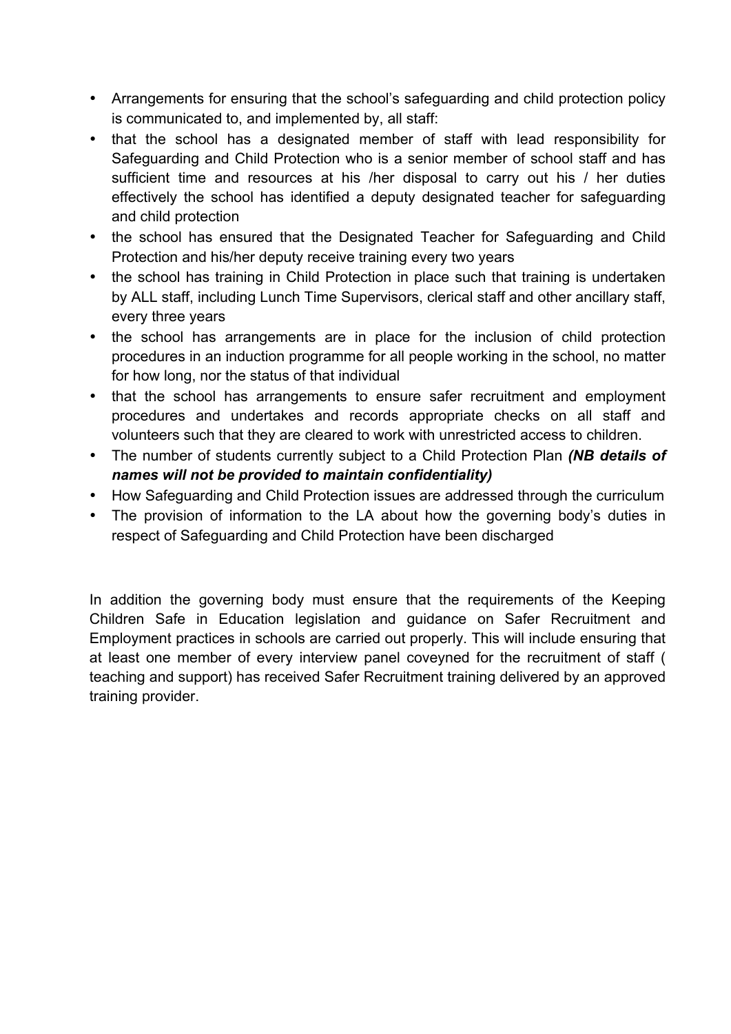- Arrangements for ensuring that the school's safeguarding and child protection policy is communicated to, and implemented by, all staff:
- that the school has a designated member of staff with lead responsibility for Safeguarding and Child Protection who is a senior member of school staff and has sufficient time and resources at his /her disposal to carry out his / her duties effectively the school has identified a deputy designated teacher for safeguarding and child protection
- the school has ensured that the Designated Teacher for Safeguarding and Child Protection and his/her deputy receive training every two years
- the school has training in Child Protection in place such that training is undertaken by ALL staff, including Lunch Time Supervisors, clerical staff and other ancillary staff, every three years
- the school has arrangements are in place for the inclusion of child protection procedures in an induction programme for all people working in the school, no matter for how long, nor the status of that individual
- that the school has arrangements to ensure safer recruitment and employment procedures and undertakes and records appropriate checks on all staff and volunteers such that they are cleared to work with unrestricted access to children.
- The number of students currently subject to a Child Protection Plan ***(NB details of names will not be provided to maintain confidentiality)***
- How Safeguarding and Child Protection issues are addressed through the curriculum
- The provision of information to the LA about how the governing body's duties in respect of Safeguarding and Child Protection have been discharged

In addition the governing body must ensure that the requirements of the Keeping Children Safe in Education legislation and guidance on Safer Recruitment and Employment practices in schools are carried out properly. This will include ensuring that at least one member of every interview panel coveyned for the recruitment of staff ( teaching and support) has received Safer Recruitment training delivered by an approved training provider.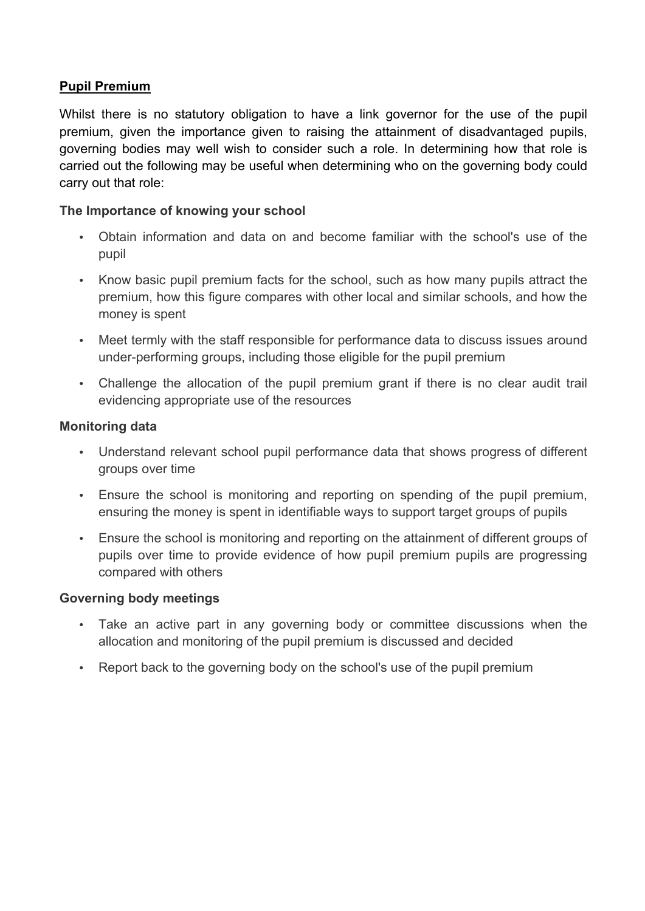## Pupil Premium

Whilst there is no statutory obligation to have a link governor for the use of the pupil premium, given the importance given to raising the attainment of disadvantaged pupils, governing bodies may well wish to consider such a role. In determining how that role is carried out the following may be useful when determining who on the governing body could carry out that role:

### The Importance of knowing your school

- Obtain information and data on and become familiar with the school's use of the pupil
- Know basic pupil premium facts for the school, such as how many pupils attract the premium, how this figure compares with other local and similar schools, and how the money is spent
- Meet termly with the staff responsible for performance data to discuss issues around under-performing groups, including those eligible for the pupil premium
- Challenge the allocation of the pupil premium grant if there is no clear audit trail evidencing appropriate use of the resources

### Monitoring data

- Understand relevant school pupil performance data that shows progress of different groups over time
- Ensure the school is monitoring and reporting on spending of the pupil premium, ensuring the money is spent in identifiable ways to support target groups of pupils
- Ensure the school is monitoring and reporting on the attainment of different groups of pupils over time to provide evidence of how pupil premium pupils are progressing compared with others

### Governing body meetings

- Take an active part in any governing body or committee discussions when the allocation and monitoring of the pupil premium is discussed and decided
- Report back to the governing body on the school's use of the pupil premium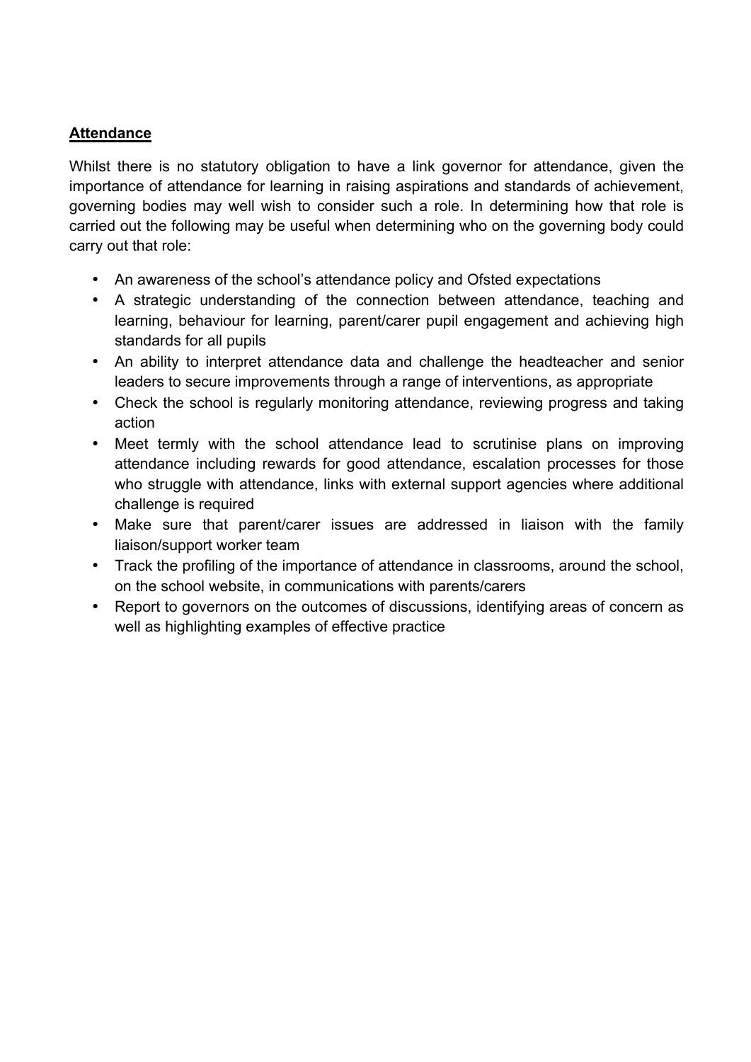**Attendance**

Whilst there is no statutory obligation to have a link governor for attendance, given the importance of attendance for learning in raising aspirations and standards of achievement, governing bodies may well wish to consider such a role. In determining how that role is carried out the following may be useful when determining who on the governing body could carry out that role:

- An awareness of the school's attendance policy and Ofsted expectations
- A strategic understanding of the connection between attendance, teaching and learning, behaviour for learning, parent/carer pupil engagement and achieving high standards for all pupils
- An ability to interpret attendance data and challenge the headteacher and senior leaders to secure improvements through a range of interventions, as appropriate
- Check the school is regularly monitoring attendance, reviewing progress and taking action
- Meet termly with the school attendance lead to scrutinise plans on improving attendance including rewards for good attendance, escalation processes for those who struggle with attendance, links with external support agencies where additional challenge is required
- Make sure that parent/carer issues are addressed in liaison with the family liaison/support worker team
- Track the profiling of the importance of attendance in classrooms, around the school, on the school website, in communications with parents/carers
- Report to governors on the outcomes of discussions, identifying areas of concern as well as highlighting examples of effective practice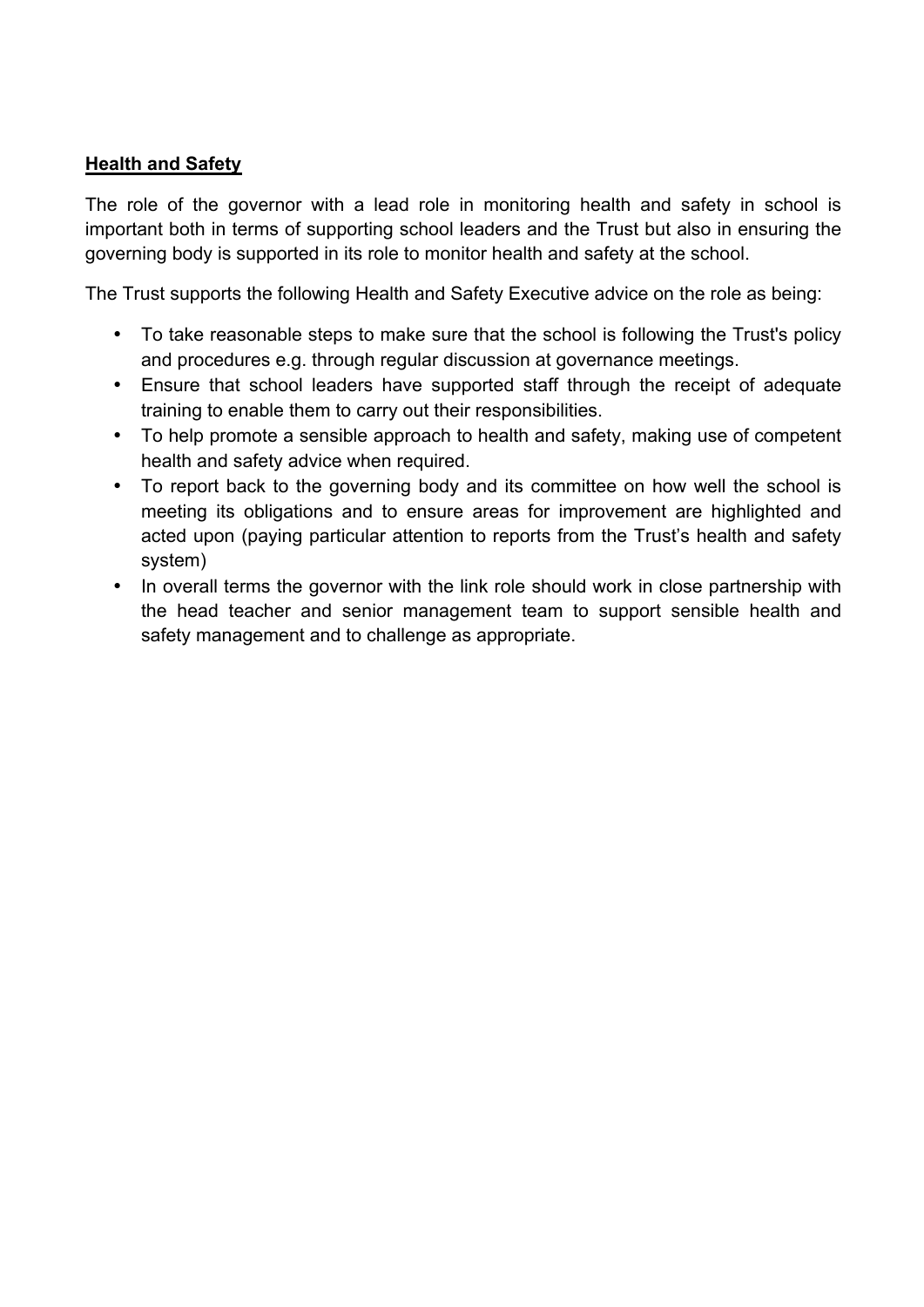**Health and Safety**

The role of the governor with a lead role in monitoring health and safety in school is important both in terms of supporting school leaders and the Trust but also in ensuring the governing body is supported in its role to monitor health and safety at the school.

The Trust supports the following Health and Safety Executive advice on the role as being:

- To take reasonable steps to make sure that the school is following the Trust's policy and procedures e.g. through regular discussion at governance meetings.
- Ensure that school leaders have supported staff through the receipt of adequate training to enable them to carry out their responsibilities.
- To help promote a sensible approach to health and safety, making use of competent health and safety advice when required.
- To report back to the governing body and its committee on how well the school is meeting its obligations and to ensure areas for improvement are highlighted and acted upon (paying particular attention to reports from the Trust's health and safety system)
- In overall terms the governor with the link role should work in close partnership with the head teacher and senior management team to support sensible health and safety management and to challenge as appropriate.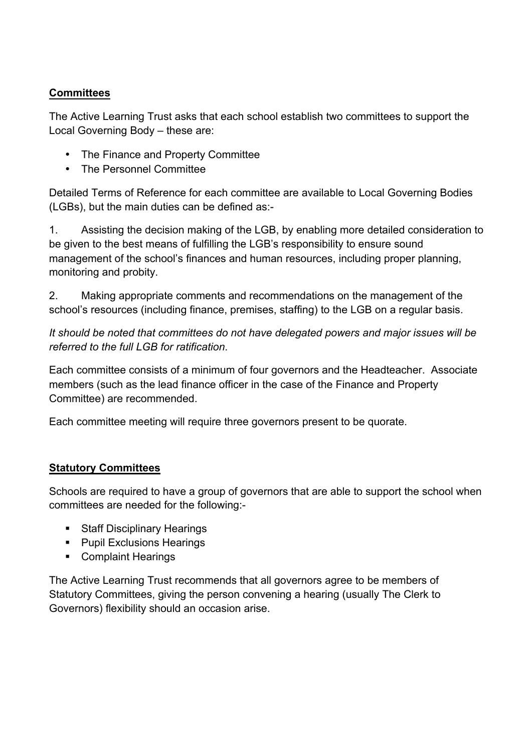**Committees**

The Active Learning Trust asks that each school establish two committees to support the Local Governing Body – these are:

- The Finance and Property Committee
- The Personnel Committee

Detailed Terms of Reference for each committee are available to Local Governing Bodies (LGBs), but the main duties can be defined as:-

1. Assisting the decision making of the LGB, by enabling more detailed consideration to be given to the best means of fulfilling the LGB's responsibility to ensure sound management of the school's finances and human resources, including proper planning, monitoring and probity.

2. Making appropriate comments and recommendations on the management of the school's resources (including finance, premises, staffing) to the LGB on a regular basis.

*It should be noted that committees do not have delegated powers and major issues will be referred to the full LGB for ratification.*

Each committee consists of a minimum of four governors and the Headteacher. Associate members (such as the lead finance officer in the case of the Finance and Property Committee) are recommended.

Each committee meeting will require three governors present to be quorate.

**Statutory Committees**

Schools are required to have a group of governors that are able to support the school when committees are needed for the following:-

- Staff Disciplinary Hearings
- Pupil Exclusions Hearings
- Complaint Hearings

The Active Learning Trust recommends that all governors agree to be members of Statutory Committees, giving the person convening a hearing (usually The Clerk to Governors) flexibility should an occasion arise.